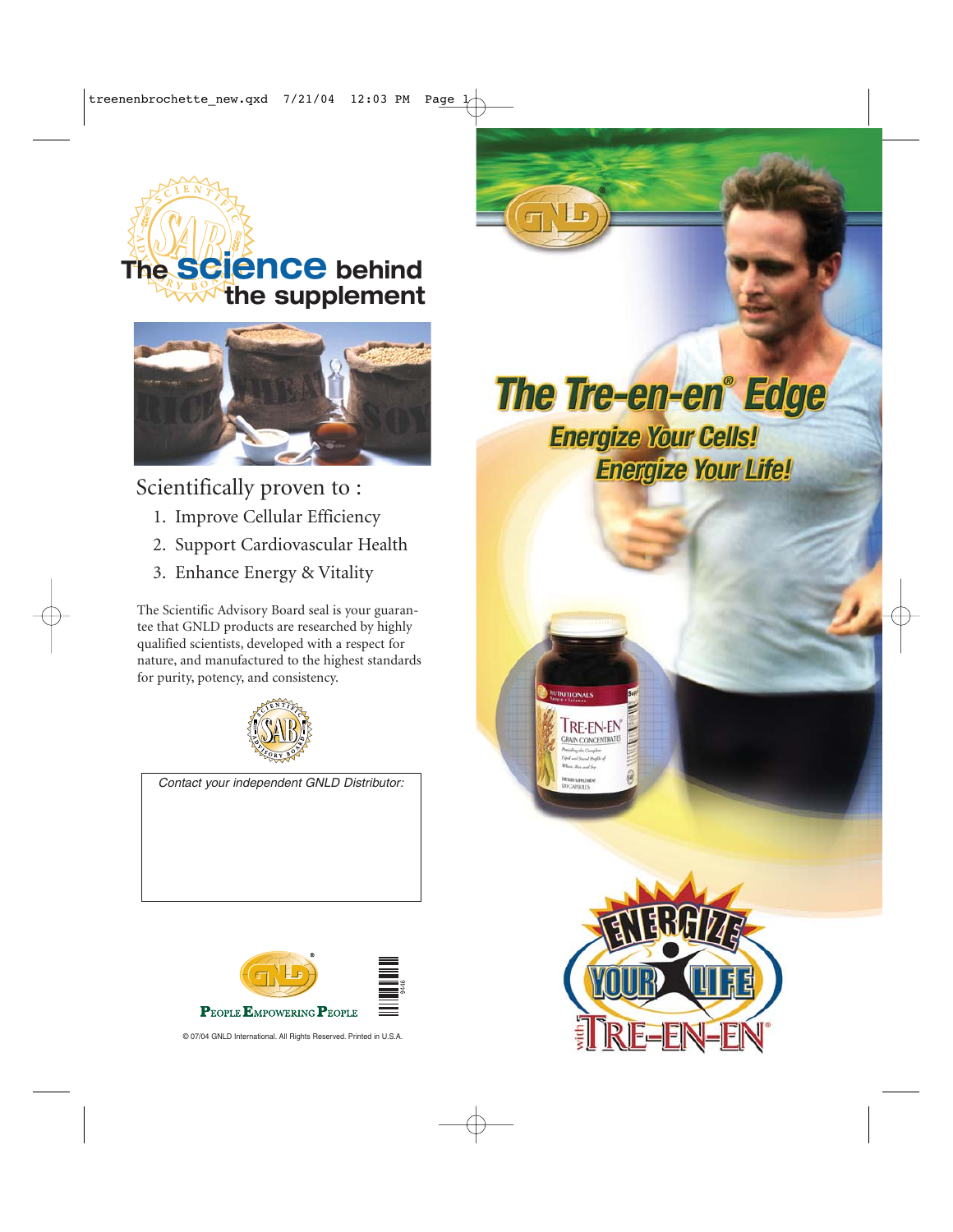# The science behind the supplement

Scientifically proven to :

1. Improve Cellular Efficiency
2. Support Cardiovascular Health
3. Enhance Energy & Vitality

The Scientific Advisory Board seal is your guarantee that GNLD products are researched by highly qualified scientists, developed with a respect for nature, and manufactured to the highest standards for purity, potency, and consistency.

Contact your independent GNLD Distributor:

PEOPLE EMPOWERING PEOPLE

© 07/04 GNLD International. All Rights Reserved. Printed in U.S.A.

# The Tre-en-en® Edge

## Energize Your Cells!
## Energize Your Life!

ENERGIZE YOUR LIFE with TRE-EN-EN®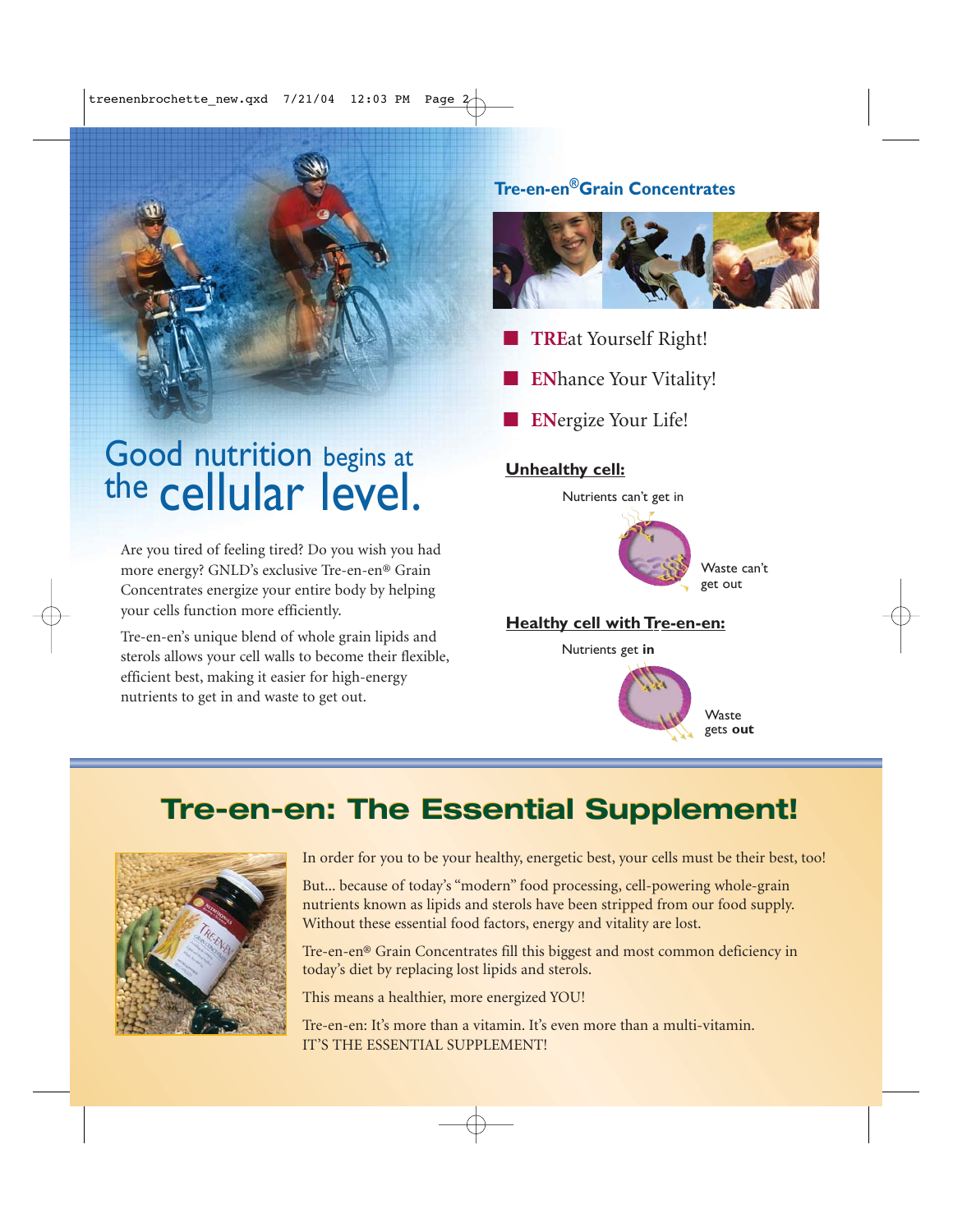# Good nutrition begins at the cellular level.

Are you tired of feeling tired? Do you wish you had more energy? GNLD's exclusive Tre-en-en® Grain Concentrates energize your entire body by helping your cells function more efficiently.

Tre-en-en's unique blend of whole grain lipids and sterols allows your cell walls to become their flexible, efficient best, making it easier for high-energy nutrients to get in and waste to get out.

## Tre-en-en® Grain Concentrates

- **TRE**at Yourself Right!
- **EN**hance Your Vitality!
- **EN**ergize Your Life!

**Unhealthy cell:**

Nutrients can't get in

Waste can't get out

**Healthy cell with Tre-en-en:**

Nutrients get **in**

Waste gets **out**

## Tre-en-en: The Essential Supplement!

In order for you to be your healthy, energetic best, your cells must be their best, too!

But... because of today's "modern" food processing, cell-powering whole-grain nutrients known as lipids and sterols have been stripped from our food supply. Without these essential food factors, energy and vitality are lost.

Tre-en-en® Grain Concentrates fill this biggest and most common deficiency in today's diet by replacing lost lipids and sterols.

This means a healthier, more energized YOU!

Tre-en-en: It's more than a vitamin. It's even more than a multi-vitamin. IT'S THE ESSENTIAL SUPPLEMENT!